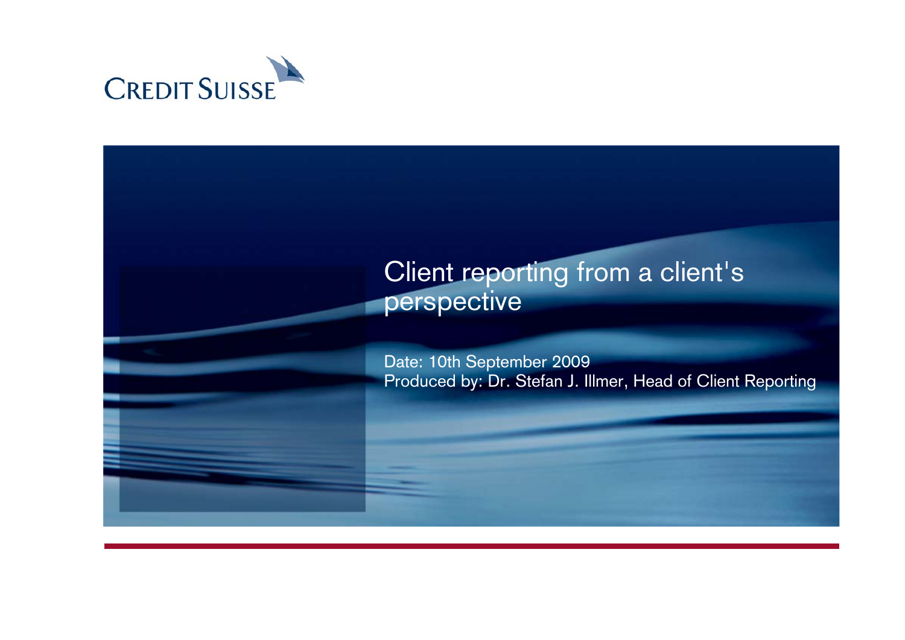CREDIT SUISSE

# Client reporting from a client's perspective

Date: 10th September 2009

Produced by: Dr. Stefan J. Illmer, Head of Client Reporting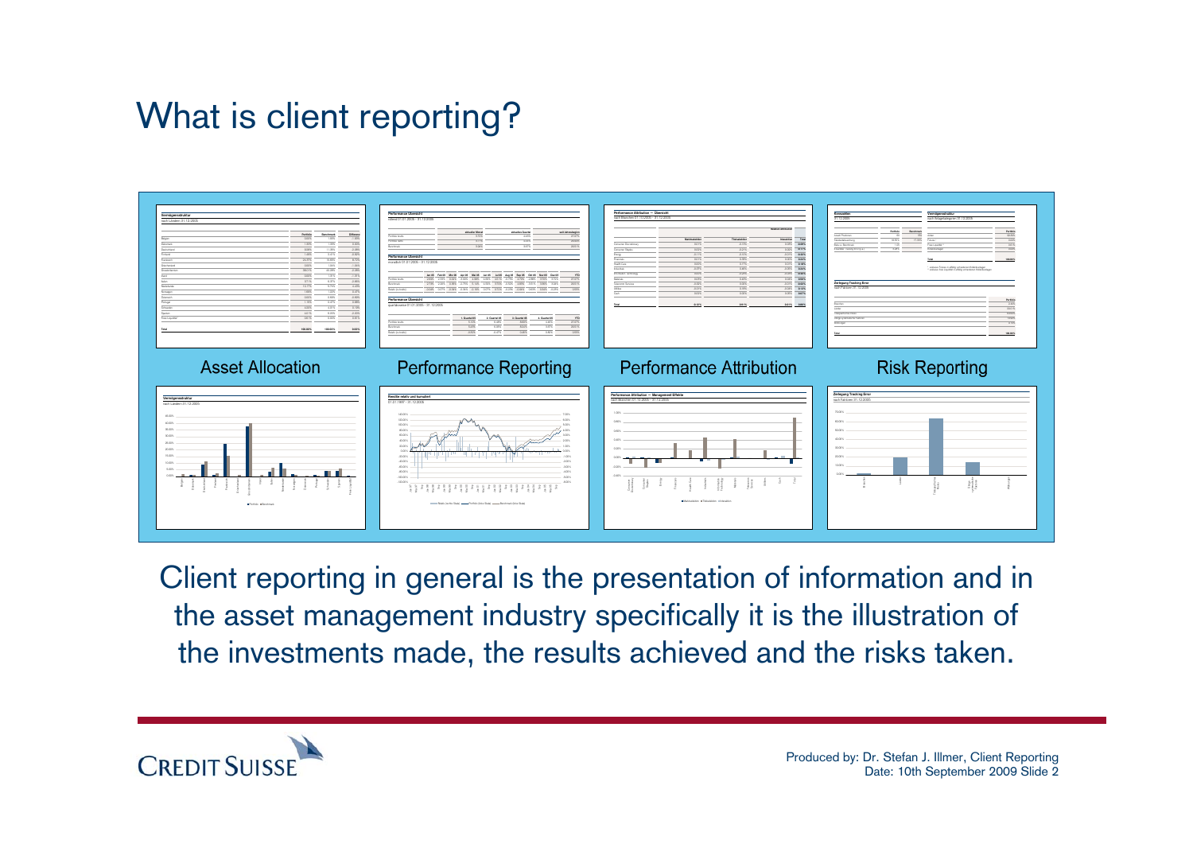# What is client reporting?

Asset Allocation

Performance Reporting

Performance Attribution

Risk Reporting

Client reporting in general is the presentation of information and in the asset management industry specifically it is the illustration of the investments made, the results achieved and the risks taken.

Produced by: Dr. Stefan J. Illmer, Client Reporting
Date: 10th September 2009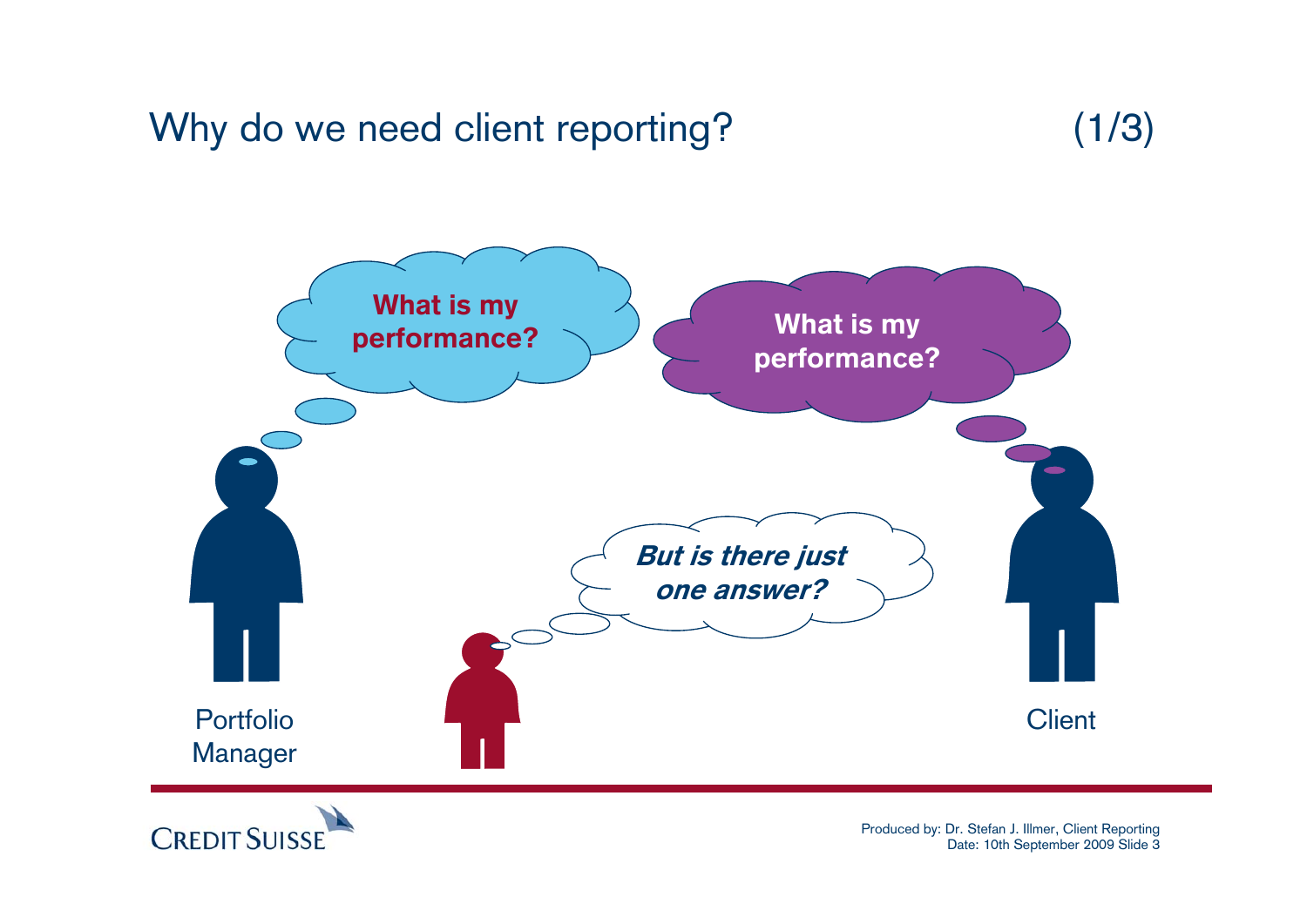# Why do we need client reporting? (1/3)

What is my performance?

What is my performance?

*But is there just one answer?*

Portfolio Manager

Client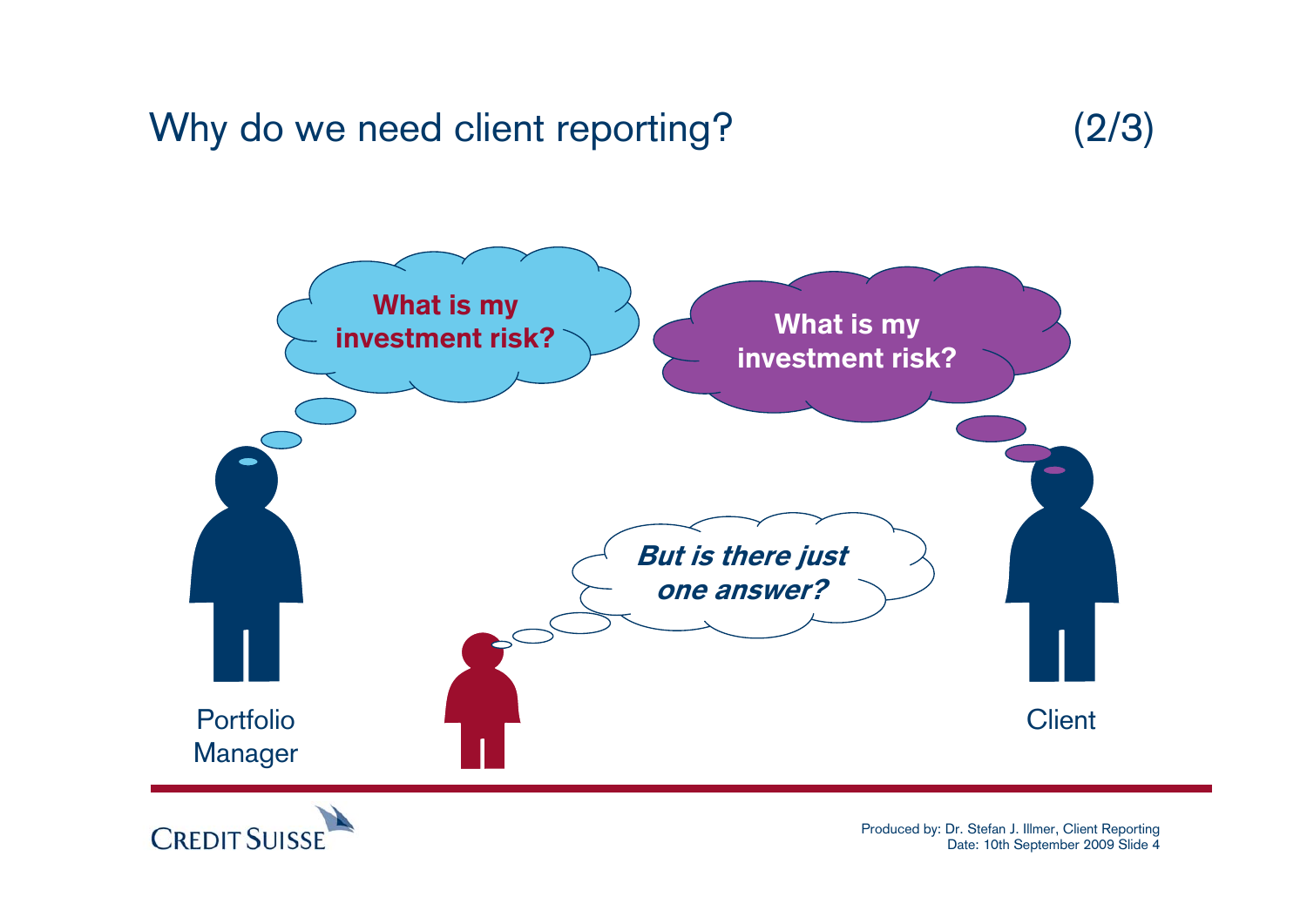# Why do we need client reporting? (2/3)

What is my investment risk?

What is my investment risk?

*But is there just one answer?*

Portfolio Manager

Client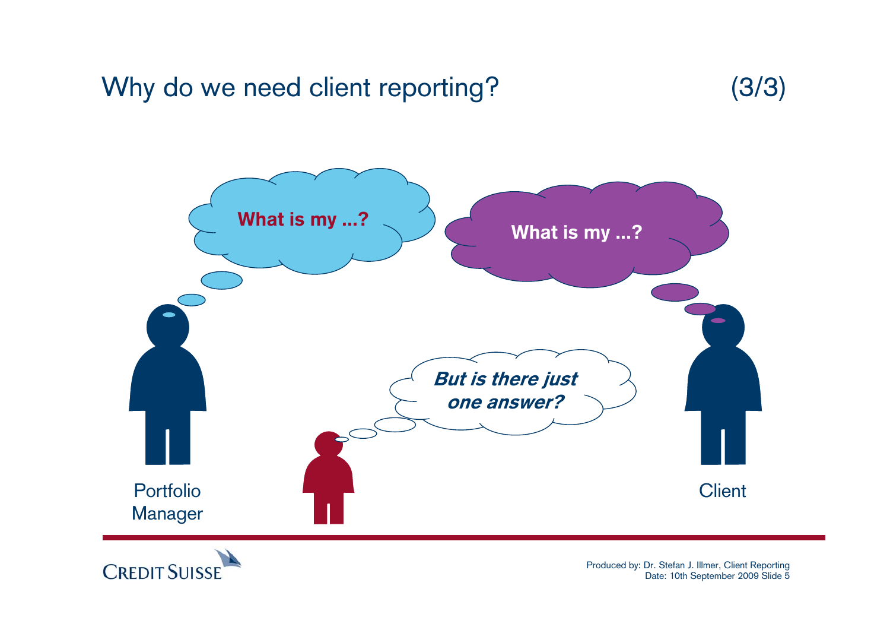# Why do we need client reporting? (3/3)

**What is my ...?**

**What is my ...?**

***But is there just one answer?***

Portfolio Manager

Client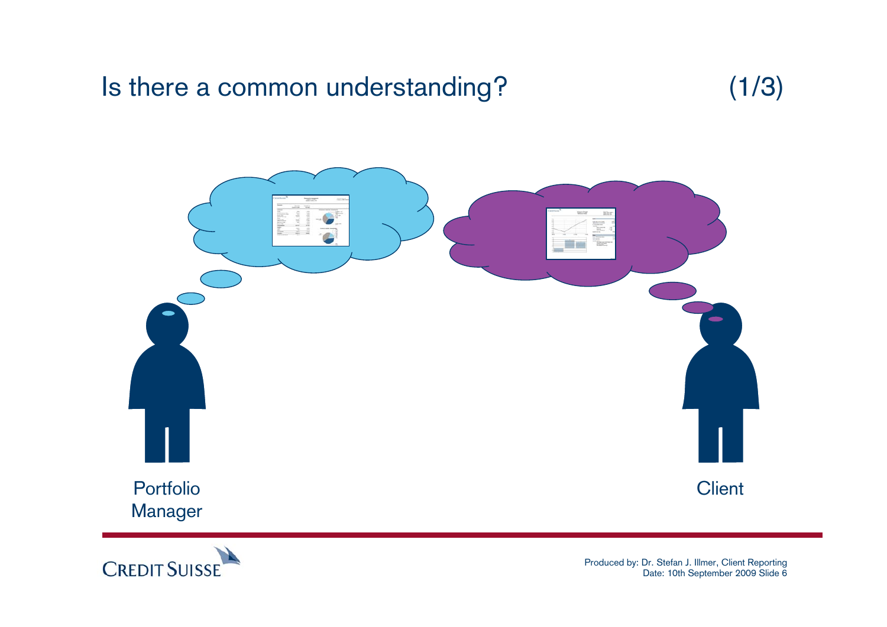# Is there a common understanding? (1/3)

Portfolio Manager

Client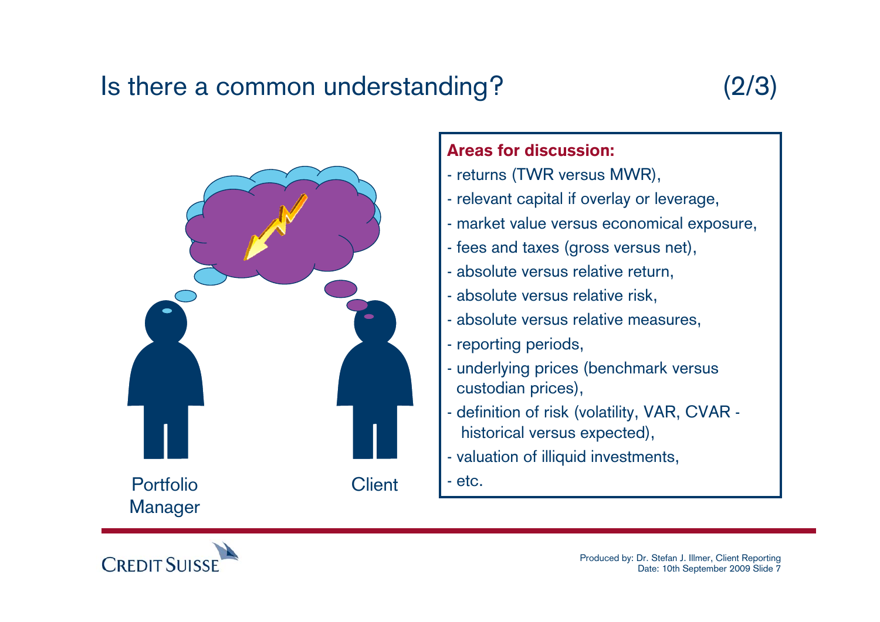# Is there a common understanding? (2/3)

Portfolio Manager

Client

**Areas for discussion:**

- returns (TWR versus MWR),
- relevant capital if overlay or leverage,
- market value versus economical exposure,
- fees and taxes (gross versus net),
- absolute versus relative return,
- absolute versus relative risk,
- absolute versus relative measures,
- reporting periods,
- underlying prices (benchmark versus custodian prices),
- definition of risk (volatility, VAR, CVAR - historical versus expected),
- valuation of illiquid investments,
- etc.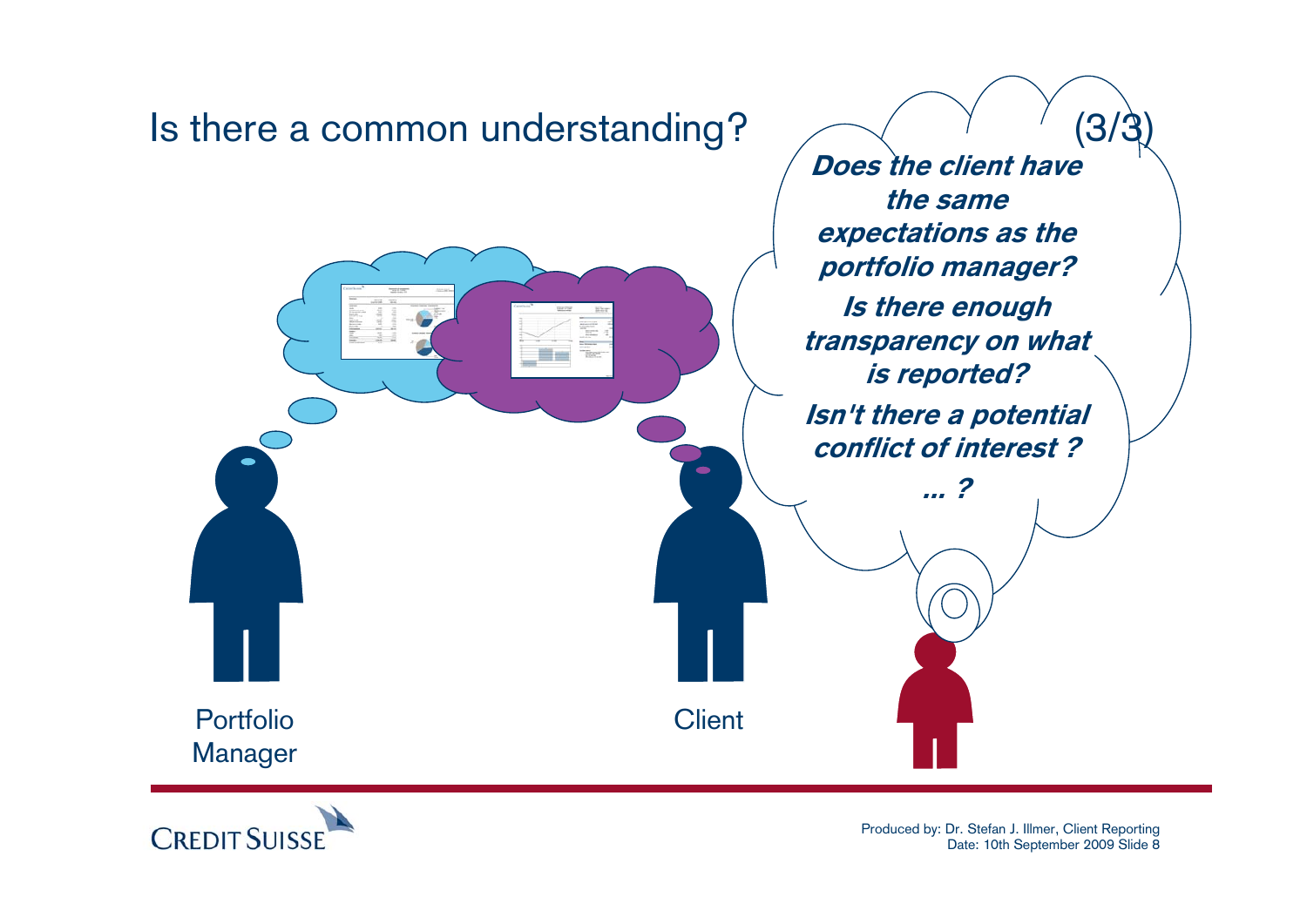# Is there a common understanding? (3/3)

***Does the client have the same expectations as the portfolio manager?***

***Is there enough transparency on what is reported?***

***Isn't there a potential conflict of interest ?***

***... ?***

Portfolio Manager

Client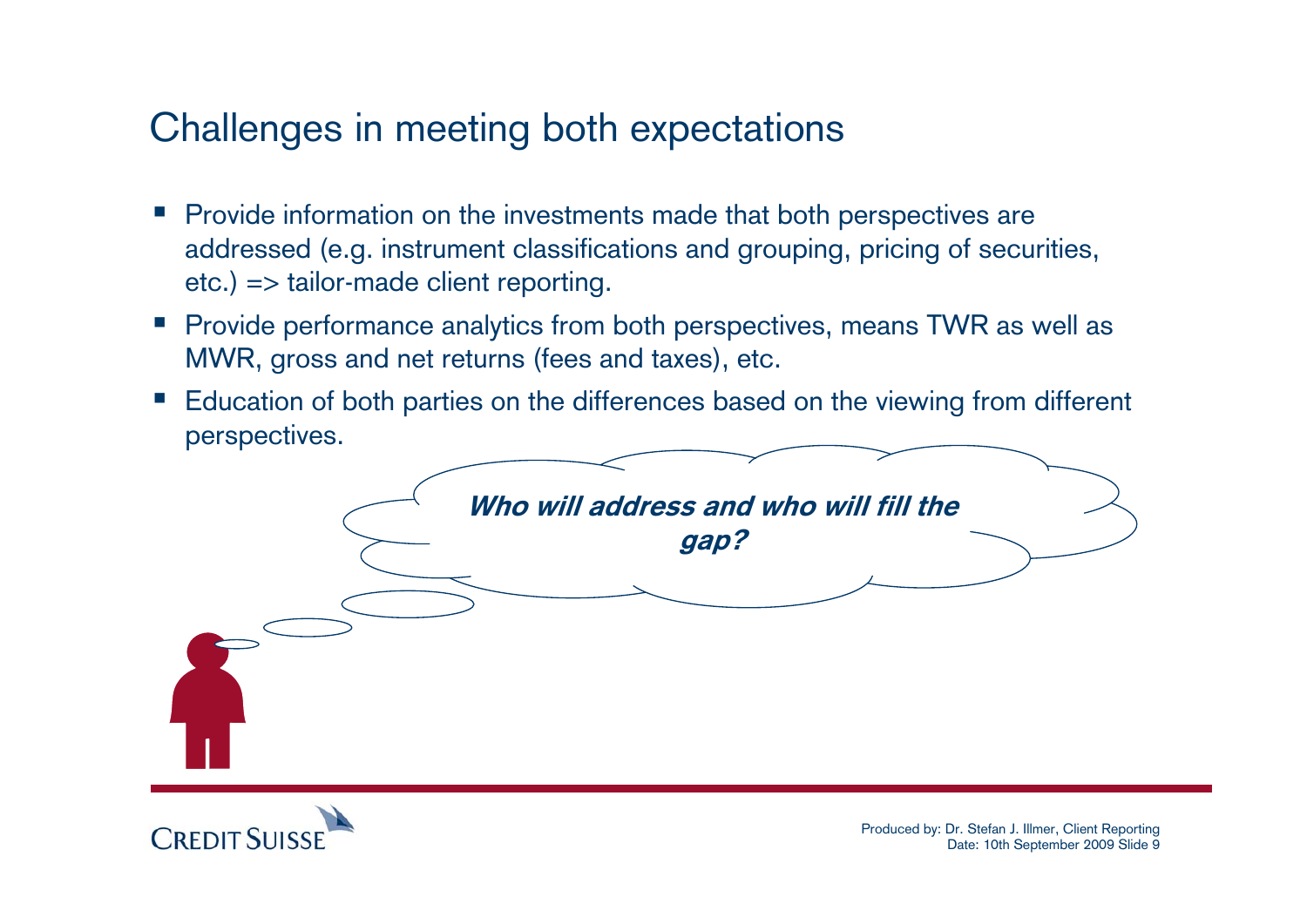# Challenges in meeting both expectations

- Provide information on the investments made that both perspectives are addressed (e.g. instrument classifications and grouping, pricing of securities, etc.) => tailor-made client reporting.
- Provide performance analytics from both perspectives, means TWR as well as MWR, gross and net returns (fees and taxes), etc.
- Education of both parties on the differences based on the viewing from different perspectives.

***Who will address and who will fill the gap?***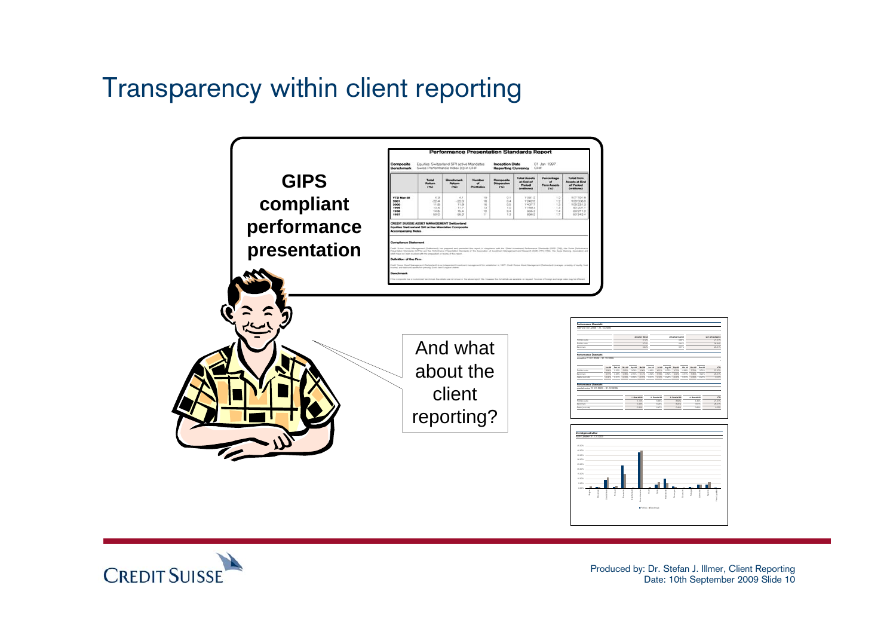# Transparency within client reporting

**GIPS compliant performance presentation**

And what about the client reporting?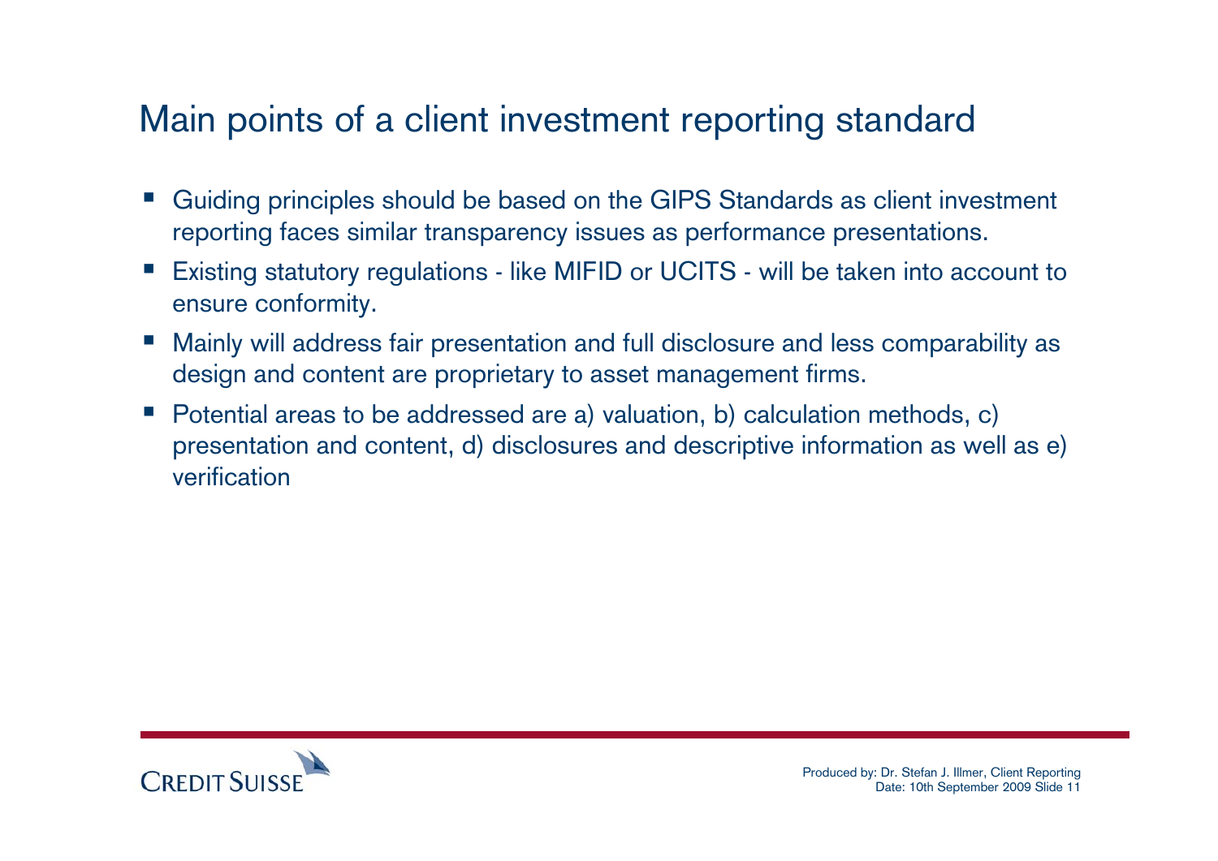# Main points of a client investment reporting standard

- Guiding principles should be based on the GIPS Standards as client investment reporting faces similar transparency issues as performance presentations.
- Existing statutory regulations - like MIFID or UCITS - will be taken into account to ensure conformity.
- Mainly will address fair presentation and full disclosure and less comparability as design and content are proprietary to asset management firms.
- Potential areas to be addressed are a) valuation, b) calculation methods, c) presentation and content, d) disclosures and descriptive information as well as e) verification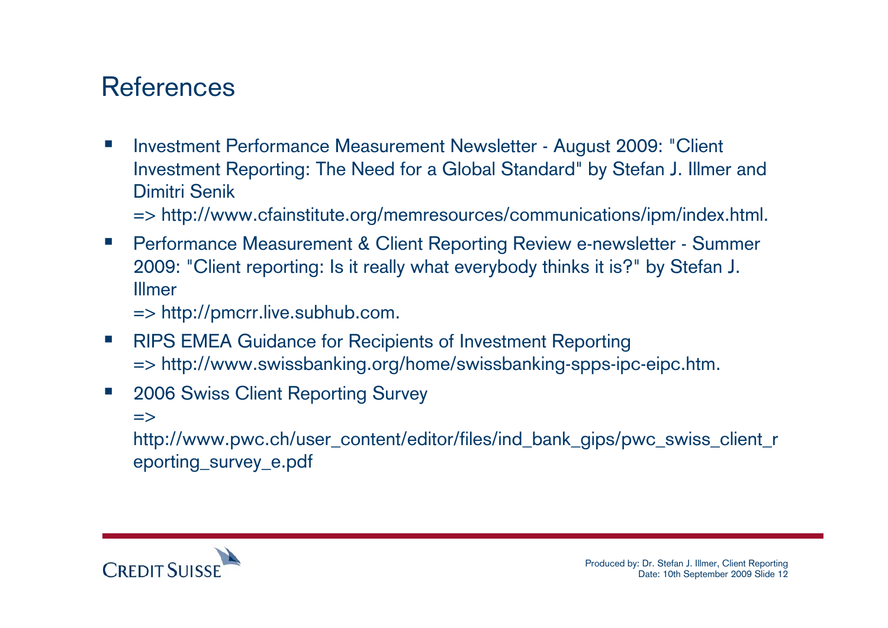## References

- Investment Performance Measurement Newsletter - August 2009: "Client Investment Reporting: The Need for a Global Standard" by Stefan J. Illmer and Dimitri Senik
  => http://www.cfainstitute.org/memresources/communications/ipm/index.html.
- Performance Measurement & Client Reporting Review e-newsletter - Summer 2009: "Client reporting: Is it really what everybody thinks it is?" by Stefan J. Illmer
  => http://pmcrr.live.subhub.com.
- RIPS EMEA Guidance for Recipients of Investment Reporting
  => http://www.swissbanking.org/home/swissbanking-spps-ipc-eipc.htm.
- 2006 Swiss Client Reporting Survey
  => http://www.pwc.ch/user_content/editor/files/ind_bank_gips/pwc_swiss_client_reporting_survey_e.pdf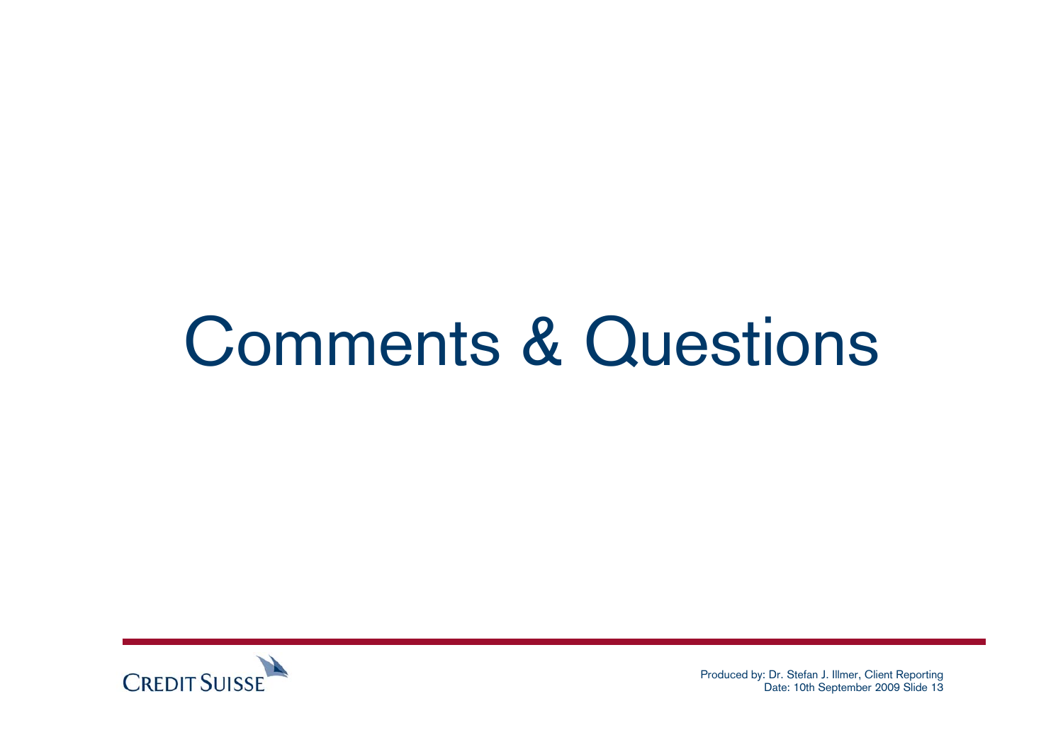# Comments & Questions